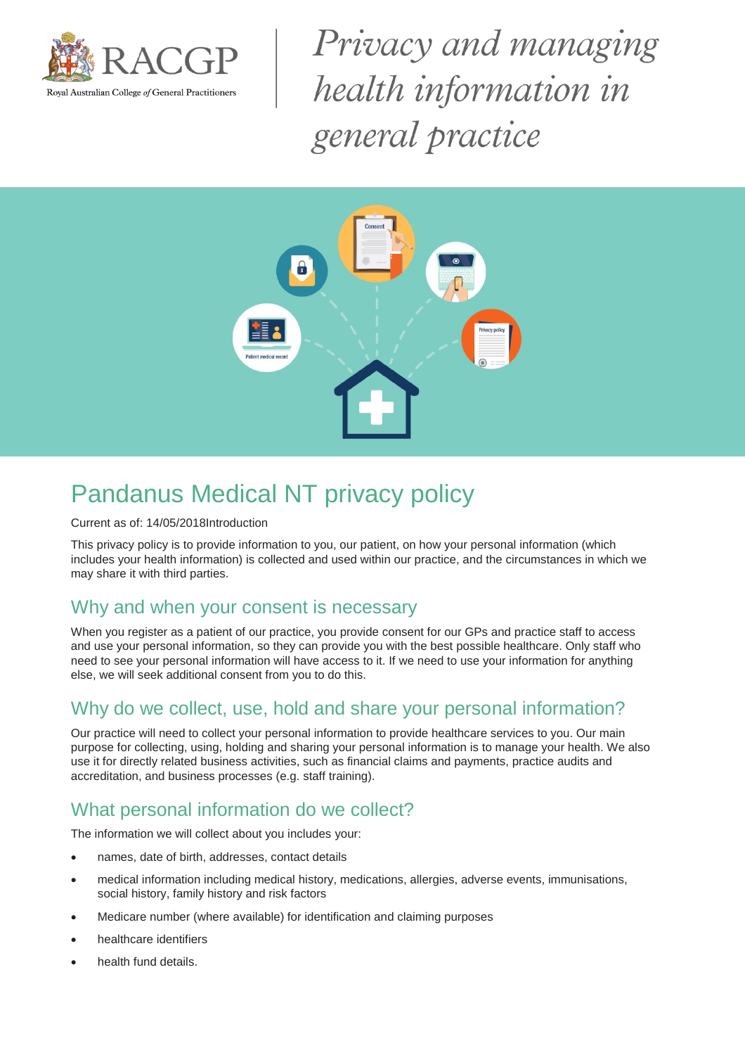RACGP

Royal Australian College *of* General Practitioners

*Privacy and managing health information in general practice*

# Pandanus Medical NT privacy policy

Current as of: 14/05/2018Introduction

This privacy policy is to provide information to you, our patient, on how your personal information (which includes your health information) is collected and used within our practice, and the circumstances in which we may share it with third parties.

## Why and when your consent is necessary

When you register as a patient of our practice, you provide consent for our GPs and practice staff to access and use your personal information, so they can provide you with the best possible healthcare. Only staff who need to see your personal information will have access to it. If we need to use your information for anything else, we will seek additional consent from you to do this.

## Why do we collect, use, hold and share your personal information?

Our practice will need to collect your personal information to provide healthcare services to you. Our main purpose for collecting, using, holding and sharing your personal information is to manage your health. We also use it for directly related business activities, such as financial claims and payments, practice audits and accreditation, and business processes (e.g. staff training).

## What personal information do we collect?

The information we will collect about you includes your:

- names, date of birth, addresses, contact details
- medical information including medical history, medications, allergies, adverse events, immunisations, social history, family history and risk factors
- Medicare number (where available) for identification and claiming purposes
- healthcare identifiers
- health fund details.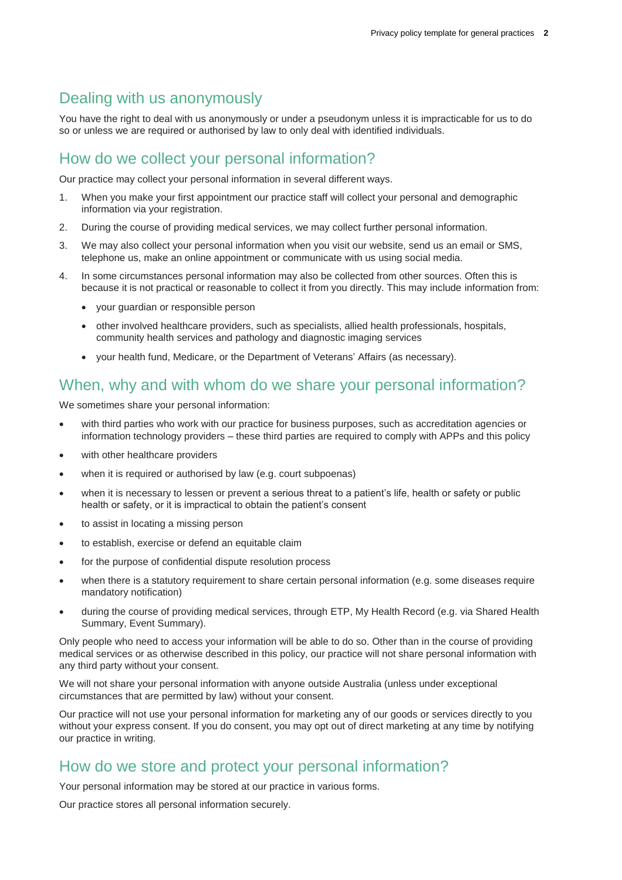## Dealing with us anonymously

You have the right to deal with us anonymously or under a pseudonym unless it is impracticable for us to do so or unless we are required or authorised by law to only deal with identified individuals.

## How do we collect your personal information?

Our practice may collect your personal information in several different ways.

1. When you make your first appointment our practice staff will collect your personal and demographic information via your registration.
2. During the course of providing medical services, we may collect further personal information.
3. We may also collect your personal information when you visit our website, send us an email or SMS, telephone us, make an online appointment or communicate with us using social media.
4. In some circumstances personal information may also be collected from other sources. Often this is because it is not practical or reasonable to collect it from you directly. This may include information from:
   - your guardian or responsible person
   - other involved healthcare providers, such as specialists, allied health professionals, hospitals, community health services and pathology and diagnostic imaging services
   - your health fund, Medicare, or the Department of Veterans' Affairs (as necessary).

## When, why and with whom do we share your personal information?

We sometimes share your personal information:

- with third parties who work with our practice for business purposes, such as accreditation agencies or information technology providers – these third parties are required to comply with APPs and this policy
- with other healthcare providers
- when it is required or authorised by law (e.g. court subpoenas)
- when it is necessary to lessen or prevent a serious threat to a patient's life, health or safety or public health or safety, or it is impractical to obtain the patient's consent
- to assist in locating a missing person
- to establish, exercise or defend an equitable claim
- for the purpose of confidential dispute resolution process
- when there is a statutory requirement to share certain personal information (e.g. some diseases require mandatory notification)
- during the course of providing medical services, through ETP, My Health Record (e.g. via Shared Health Summary, Event Summary).

Only people who need to access your information will be able to do so. Other than in the course of providing medical services or as otherwise described in this policy, our practice will not share personal information with any third party without your consent.

We will not share your personal information with anyone outside Australia (unless under exceptional circumstances that are permitted by law) without your consent.

Our practice will not use your personal information for marketing any of our goods or services directly to you without your express consent. If you do consent, you may opt out of direct marketing at any time by notifying our practice in writing.

## How do we store and protect your personal information?

Your personal information may be stored at our practice in various forms.

Our practice stores all personal information securely.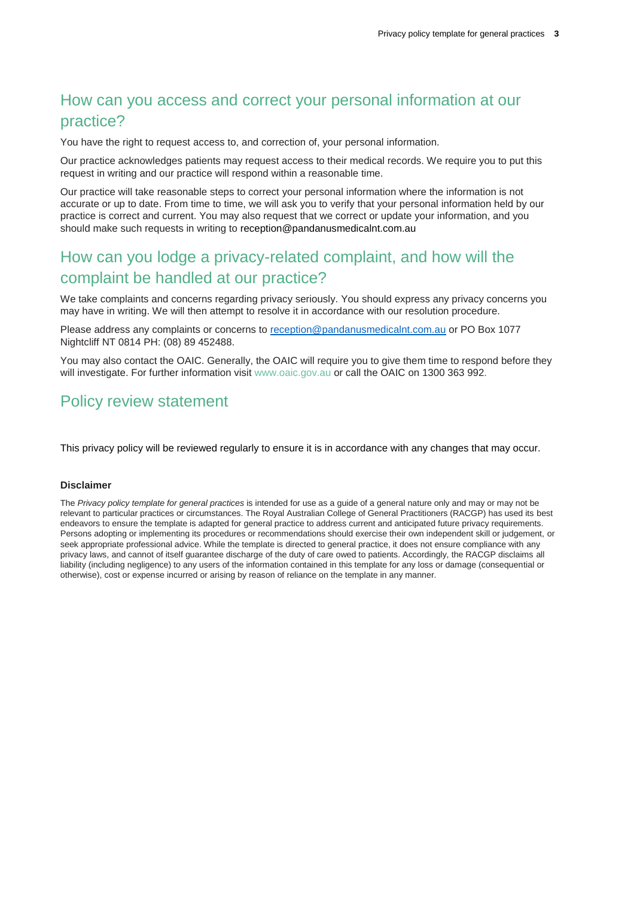## How can you access and correct your personal information at our practice?

You have the right to request access to, and correction of, your personal information.

Our practice acknowledges patients may request access to their medical records. We require you to put this request in writing and our practice will respond within a reasonable time.

Our practice will take reasonable steps to correct your personal information where the information is not accurate or up to date. From time to time, we will ask you to verify that your personal information held by our practice is correct and current. You may also request that we correct or update your information, and you should make such requests in writing to reception@pandanusmedicalnt.com.au

## How can you lodge a privacy-related complaint, and how will the complaint be handled at our practice?

We take complaints and concerns regarding privacy seriously. You should express any privacy concerns you may have in writing. We will then attempt to resolve it in accordance with our resolution procedure.

Please address any complaints or concerns to reception@pandanusmedicalnt.com.au or PO Box 1077 Nightcliff NT 0814 PH: (08) 89 452488.

You may also contact the OAIC. Generally, the OAIC will require you to give them time to respond before they will investigate. For further information visit www.oaic.gov.au or call the OAIC on 1300 363 992.

## Policy review statement

This privacy policy will be reviewed regularly to ensure it is in accordance with any changes that may occur.

**Disclaimer**

The *Privacy policy template for general practices* is intended for use as a guide of a general nature only and may or may not be relevant to particular practices or circumstances. The Royal Australian College of General Practitioners (RACGP) has used its best endeavors to ensure the template is adapted for general practice to address current and anticipated future privacy requirements. Persons adopting or implementing its procedures or recommendations should exercise their own independent skill or judgement, or seek appropriate professional advice. While the template is directed to general practice, it does not ensure compliance with any privacy laws, and cannot of itself guarantee discharge of the duty of care owed to patients. Accordingly, the RACGP disclaims all liability (including negligence) to any users of the information contained in this template for any loss or damage (consequential or otherwise), cost or expense incurred or arising by reason of reliance on the template in any manner.